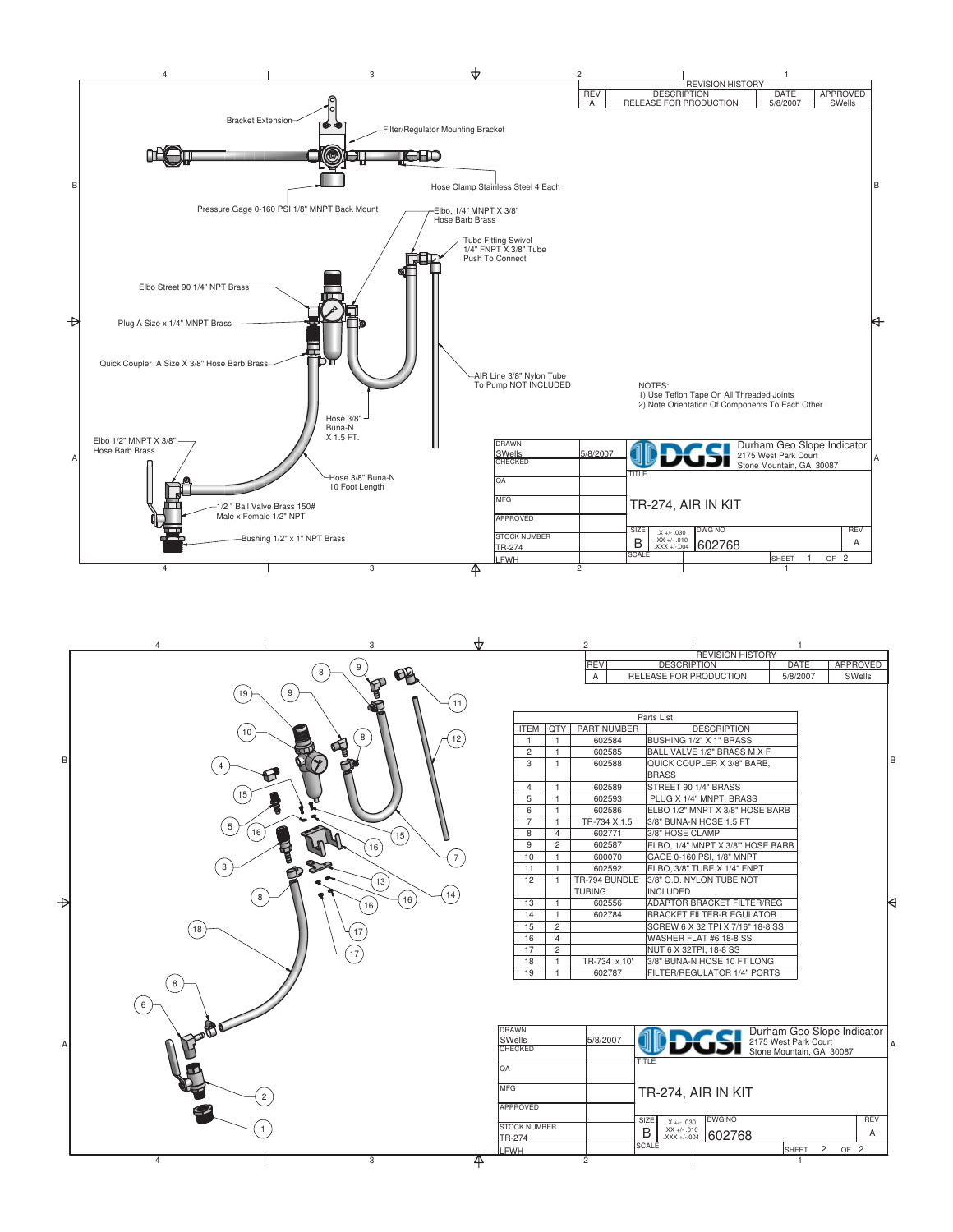# TR-274, AIR IN KIT

## Sheet 1

**REVISION HISTORY**

| REV | DESCRIPTION | DATE | APPROVED |
|---|---|---|---|
| A | RELEASE FOR PRODUCTION | 5/8/2007 | SWells |

Component callouts:

- Bracket Extension
- Filter/Regulator Mounting Bracket
- Hose Clamp Stainless Steel 4 Each
- Pressure Gage 0-160 PSI 1/8" MNPT Back Mount
- Elbo, 1/4" MNPT X 3/8" Hose Barb Brass
- Tube Fitting Swivel 1/4" FNPT X 3/8" Tube Push To Connect
- Elbo Street 90 1/4" NPT Brass
- Plug A Size x 1/4" MNPT Brass
- Quick Coupler A Size X 3/8" Hose Barb Brass
- AIR Line 3/8" Nylon Tube To Pump NOT INCLUDED
- Hose 3/8" Buna-N X 1.5 FT.
- Elbo 1/2" MNPT X 3/8" Hose Barb Brass
- Hose 3/8" Buna-N 10 Foot Length
- 1/2 " Ball Valve Brass 150# Male x Female 1/2" NPT
- Bushing 1/2" x 1" NPT Brass

NOTES:
1) Use Teflon Tape On All Threaded Joints
2) Note Orientation Of Components To Each Other

| DRAWN | SWells | 5/8/2007 |
|---|---|---|
| CHECKED | | |
| QA | | |
| MFG | | |
| APPROVED | | |
| STOCK NUMBER | TR-274 | |
| LFWH | | |

DGSI — Durham Geo Slope Indicator, 2175 West Park Court, Stone Mountain, GA 30087

TITLE: TR-274, AIR IN KIT

SIZE: B | .X +/- .030, .XX +/- .010, .XXX +/- .004 | DWG NO: 602768 | REV: A | SCALE | SHEET 1 OF 2

## Sheet 2

**REVISION HISTORY**

| REV | DESCRIPTION | DATE | APPROVED |
|---|---|---|---|
| A | RELEASE FOR PRODUCTION | 5/8/2007 | SWells |

**Parts List**

| ITEM | QTY | PART NUMBER | DESCRIPTION |
|---|---|---|---|
| 1 | 1 | 602584 | BUSHING 1/2" X 1" BRASS |
| 2 | 1 | 602585 | BALL VALVE 1/2" BRASS M X F |
| 3 | 1 | 602588 | QUICK COUPLER X 3/8" BARB, BRASS |
| 4 | 1 | 602589 | STREET 90 1/4" BRASS |
| 5 | 1 | 602593 | PLUG X 1/4" MNPT, BRASS |
| 6 | 1 | 602586 | ELBO 1/2" MNPT X 3/8" HOSE BARB |
| 7 | 1 | TR-734 X 1.5' | 3/8" BUNA-N HOSE 1.5 FT |
| 8 | 4 | 602771 | 3/8" HOSE CLAMP |
| 9 | 2 | 602587 | ELBO, 1/4" MNPT X 3/8"' HOSE BARB |
| 10 | 1 | 600070 | GAGE 0-160 PSI, 1/8" MNPT |
| 11 | 1 | 602592 | ELBO, 3/8" TUBE X 1/4" FNPT |
| 12 | 1 | TR-794 BUNDLE TUBING | 3/8" O.D. NYLON TUBE NOT INCLUDED |
| 13 | 1 | 602556 | ADAPTOR BRACKET FILTER/REG |
| 14 | 1 | 602784 | BRACKET FILTER-R EGULATOR |
| 15 | 2 | | SCREW 6 X 32 TPI X 7/16" 18-8 SS |
| 16 | 4 | | WASHER FLAT #6 18-8 SS |
| 17 | 2 | | NUT 6 X 32TPI, 18-8 SS |
| 18 | 1 | TR-734 x 10' | 3/8" BUNA-N HOSE 10 FT LONG |
| 19 | 1 | 602787 | FILTER/REGULATOR 1/4" PORTS |

| DRAWN | SWells | 5/8/2007 |
|---|---|---|
| CHECKED | | |
| QA | | |
| MFG | | |
| APPROVED | | |
| STOCK NUMBER | TR-274 | |
| LFWH | | |

DGSI — Durham Geo Slope Indicator, 2175 West Park Court, Stone Mountain, GA 30087

TITLE: TR-274, AIR IN KIT

SIZE: B | .X +/- .030, .XX +/- .010, .XXX +/- .004 | DWG NO: 602768 | REV: A | SCALE | SHEET 2 OF 2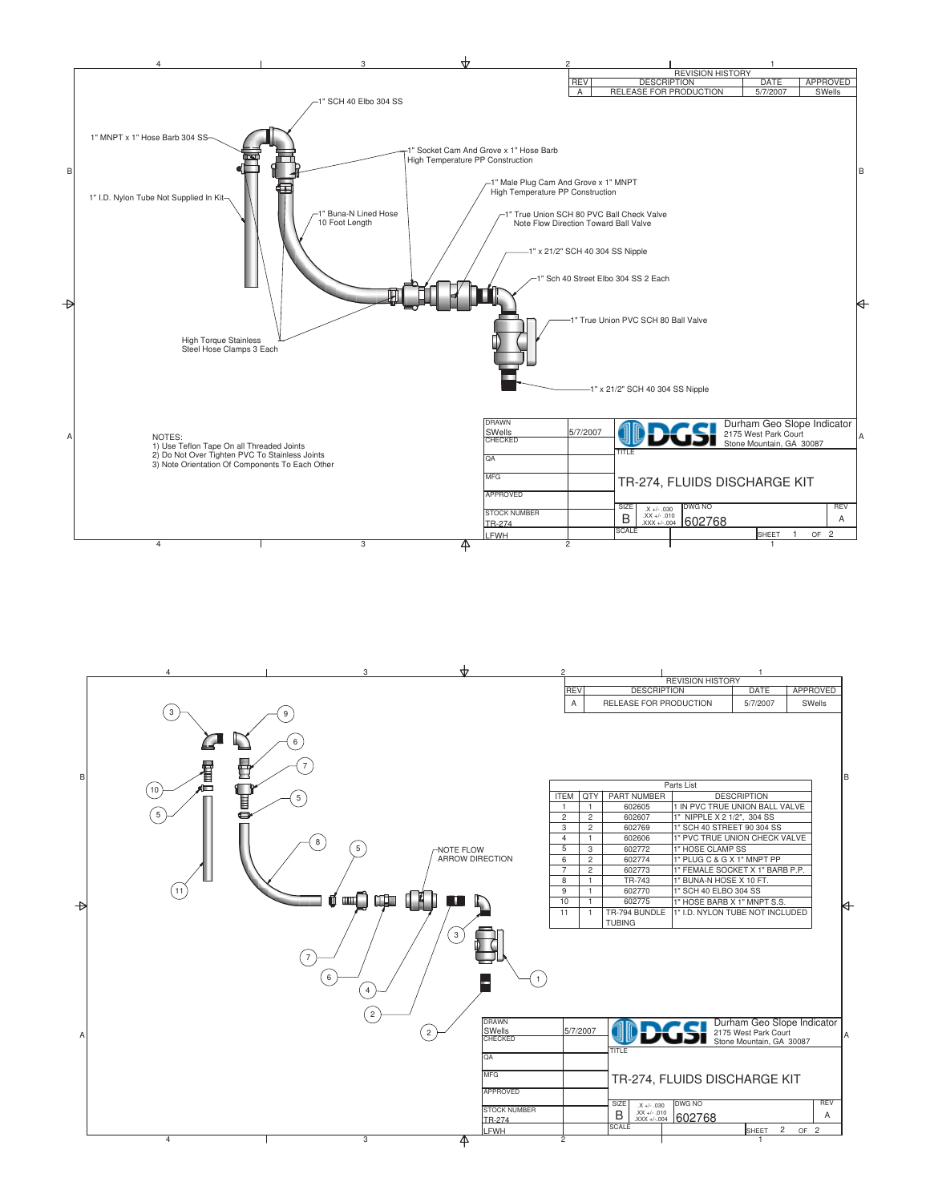| REV | DESCRIPTION | DATE | APPROVED |
| --- | --- | --- | --- |
| A | RELEASE FOR PRODUCTION | 5/7/2007 | SWells |

1" SCH 40 Elbo 304 SS

1" MNPT x 1" Hose Barb 304 SS

1" Socket Cam And Grove x 1" Hose Barb
High Temperature PP Construction

1" Male Plug Cam And Grove x 1" MNPT
High Temperature PP Construction

1" I.D. Nylon Tube Not Supplied In Kit

1" Buna-N Lined Hose
10 Foot Length

1" True Union SCH 80 PVC Ball Check Valve
Note Flow Direction Toward Ball Valve

1" x 21/2" SCH 40 304 SS Nipple

1" Sch 40 Street Elbo 304 SS 2 Each

1" True Union PVC SCH 80 Ball Valve

High Torque Stainless
Steel Hose Clamps 3 Each

1" x 21/2" SCH 40 304 SS Nipple

NOTES:
1) Use Teflon Tape On all Threaded Joints
2) Do Not Over Tighten PVC To Stainless Joints
3) Note Orientation Of Components To Each Other

DRAWN: SWells 5/7/2007
CHECKED
QA
MFG
APPROVED
STOCK NUMBER: TR-274
LFWH

Durham Geo Slope Indicator
2175 West Park Court
Stone Mountain, GA 30087

TITLE: TR-274, FLUIDS DISCHARGE KIT

SIZE: B — .X +/- .030, .XX +/- .010, .XXX +/- .004
DWG NO: 602768
REV: A
SCALE
SHEET 1 OF 2

---

| REV | DESCRIPTION | DATE | APPROVED |
| --- | --- | --- | --- |
| A | RELEASE FOR PRODUCTION | 5/7/2007 | SWells |

NOTE FLOW ARROW DIRECTION

Parts List

| ITEM | QTY | PART NUMBER | DESCRIPTION |
| --- | --- | --- | --- |
| 1 | 1 | 602605 | 1 IN PVC TRUE UNION BALL VALVE |
| 2 | 2 | 602607 | 1" NIPPLE X 2 1/2", 304 SS |
| 3 | 2 | 602769 | 1" SCH 40 STREET 90 304 SS |
| 4 | 1 | 602606 | 1" PVC TRUE UNION CHECK VALVE |
| 5 | 3 | 602772 | 1" HOSE CLAMP SS |
| 6 | 2 | 602774 | 1" PLUG C & G X 1" MNPT PP |
| 7 | 2 | 602773 | 1" FEMALE SOCKET X 1" BARB P.P. |
| 8 | 1 | TR-743 | 1" BUNA-N HOSE X 10 FT. |
| 9 | 1 | 602770 | 1" SCH 40 ELBO 304 SS |
| 10 | 1 | 602775 | 1" HOSE BARB X 1" MNPT S.S. |
| 11 | 1 | TR-794 BUNDLE TUBING | 1" I.D. NYLON TUBE NOT INCLUDED |

DRAWN: SWells 5/7/2007
CHECKED
QA
MFG
APPROVED
STOCK NUMBER: TR-274
LFWH

Durham Geo Slope Indicator
2175 West Park Court
Stone Mountain, GA 30087

TITLE: TR-274, FLUIDS DISCHARGE KIT

SIZE: B — .X +/- .030, .XX +/- .010, .XXX +/- .004
DWG NO: 602768
REV: A
SCALE
SHEET 2 OF 2